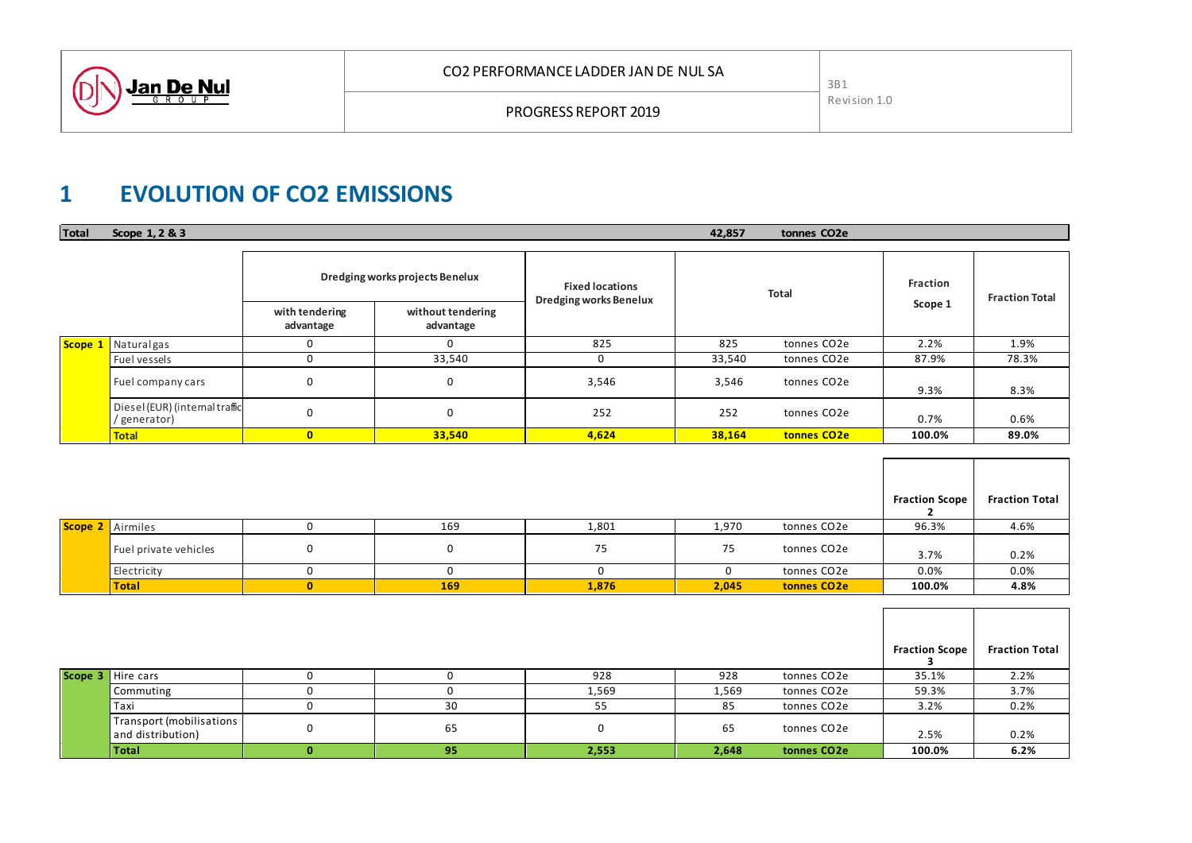| | CO2 PERFORMANCE LADDER JAN DE NUL SA | 3B1 |
|---|---|---|
| Jan De Nul GROUP | PROGRESS REPORT 2019 | Revision 1.0 |

# 1 EVOLUTION OF CO2 EMISSIONS

**Total Scope 1, 2 & 3** — **42,857 tonnes CO2e**

| | | Dredging works projects Benelux | | Fixed locations Dredging works Benelux | Total | | Fraction Scope 1 | Fraction Total |
|---|---|---|---|---|---|---|---|---|
| | | with tendering advantage | without tendering advantage | | | | | |
| **Scope 1** | Natural gas | 0 | 0 | 825 | 825 | tonnes CO2e | 2.2% | 1.9% |
| | Fuel vessels | 0 | 33,540 | 0 | 33,540 | tonnes CO2e | 87.9% | 78.3% |
| | Fuel company cars | 0 | 0 | 3,546 | 3,546 | tonnes CO2e | 9.3% | 8.3% |
| | Diesel (EUR) (internal traffic / generator) | 0 | 0 | 252 | 252 | tonnes CO2e | 0.7% | 0.6% |
| | **Total** | **0** | **33,540** | **4,624** | **38,164** | **tonnes CO2e** | **100.0%** | **89.0%** |

| | | | | | | | Fraction Scope 2 | Fraction Total |
|---|---|---|---|---|---|---|---|---|
| **Scope 2** | Airmiles | 0 | 169 | 1,801 | 1,970 | tonnes CO2e | 96.3% | 4.6% |
| | Fuel private vehicles | 0 | 0 | 75 | 75 | tonnes CO2e | 3.7% | 0.2% |
| | Electricity | 0 | 0 | 0 | 0 | tonnes CO2e | 0.0% | 0.0% |
| | **Total** | **0** | **169** | **1,876** | **2,045** | **tonnes CO2e** | **100.0%** | **4.8%** |

| | | | | | | | Fraction Scope 3 | Fraction Total |
|---|---|---|---|---|---|---|---|---|
| **Scope 3** | Hire cars | 0 | 0 | 928 | 928 | tonnes CO2e | 35.1% | 2.2% |
| | Commuting | 0 | 0 | 1,569 | 1,569 | tonnes CO2e | 59.3% | 3.7% |
| | Taxi | 0 | 30 | 55 | 85 | tonnes CO2e | 3.2% | 0.2% |
| | Transport (mobilisations and distribution) | 0 | 65 | 0 | 65 | tonnes CO2e | 2.5% | 0.2% |
| | **Total** | **0** | **95** | **2,553** | **2,648** | **tonnes CO2e** | **100.0%** | **6.2%** |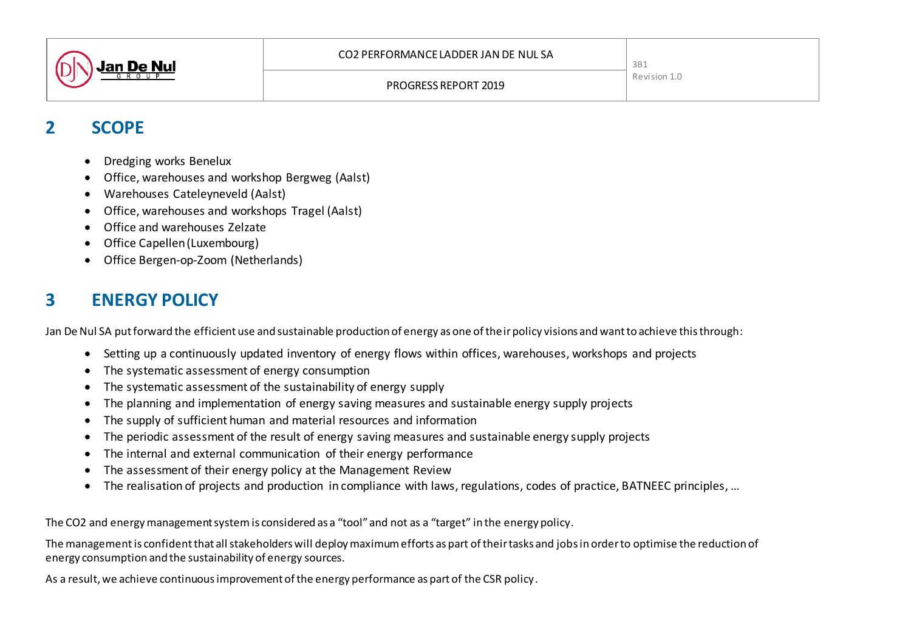## 2 SCOPE

- Dredging works Benelux
- Office, warehouses and workshop Bergweg (Aalst)
- Warehouses Cateleyneveld (Aalst)
- Office, warehouses and workshops Tragel (Aalst)
- Office and warehouses Zelzate
- Office Capellen (Luxembourg)
- Office Bergen-op-Zoom (Netherlands)

## 3 ENERGY POLICY

Jan De Nul SA put forward the efficient use and sustainable production of energy as one of their policy visions and want to achieve this through:

- Setting up a continuously updated inventory of energy flows within offices, warehouses, workshops and projects
- The systematic assessment of energy consumption
- The systematic assessment of the sustainability of energy supply
- The planning and implementation of energy saving measures and sustainable energy supply projects
- The supply of sufficient human and material resources and information
- The periodic assessment of the result of energy saving measures and sustainable energy supply projects
- The internal and external communication of their energy performance
- The assessment of their energy policy at the Management Review
- The realisation of projects and production in compliance with laws, regulations, codes of practice, BATNEEC principles, …

The $CO_2$ and energy management system is considered as a "tool" and not as a "target" in the energy policy.

The management is confident that all stakeholders will deploy maximum efforts as part of their tasks and jobs in order to optimise the reduction of energy consumption and the sustainability of energy sources.

As a result, we achieve continuous improvement of the energy performance as part of the CSR policy.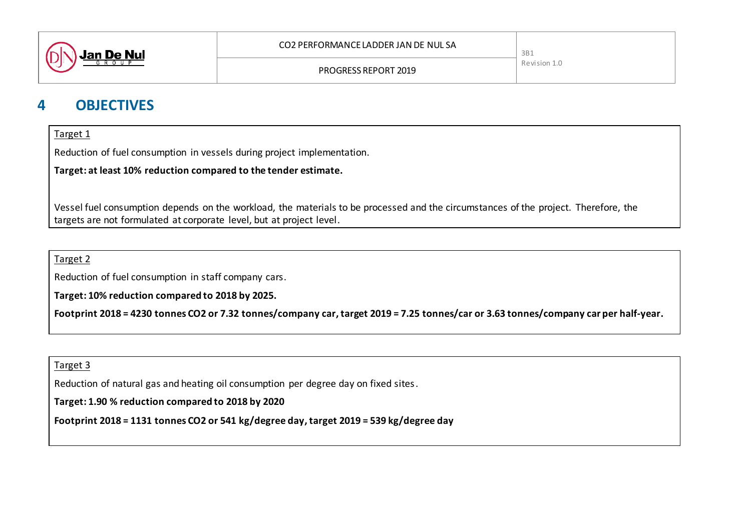# 4 OBJECTIVES

Target 1

Reduction of fuel consumption in vessels during project implementation.

**Target: at least 10% reduction compared to the tender estimate.**

Vessel fuel consumption depends on the workload, the materials to be processed and the circumstances of the project. Therefore, the targets are not formulated at corporate level, but at project level.

Target 2

Reduction of fuel consumption in staff company cars.

**Target: 10% reduction compared to 2018 by 2025.**

**Footprint 2018 = 4230 tonnes $CO_2$ or 7.32 tonnes/company car, target 2019 = 7.25 tonnes/car or 3.63 tonnes/company car per half-year.**

Target 3

Reduction of natural gas and heating oil consumption per degree day on fixed sites.

**Target: 1.90 % reduction compared to 2018 by 2020**

**Footprint 2018 = 1131 tonnes $CO_2$ or 541 kg/degree day, target 2019 = 539 kg/degree day**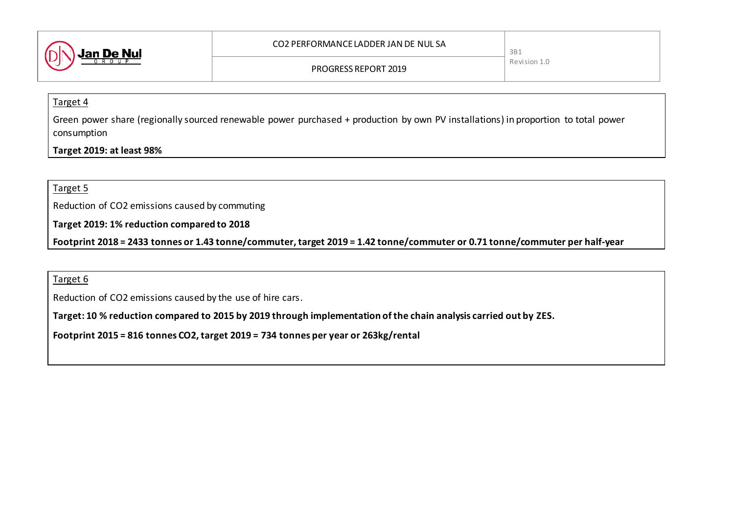Target 4

Green power share (regionally sourced renewable power purchased + production by own PV installations) in proportion to total power consumption

**Target 2019: at least 98%**

Target 5

Reduction of $CO_2$ emissions caused by commuting

**Target 2019: 1% reduction compared to 2018**

**Footprint 2018 = 2433 tonnes or 1.43 tonne/commuter, target 2019 = 1.42 tonne/commuter or 0.71 tonne/commuter per half-year**

Target 6

Reduction of $CO_2$ emissions caused by the use of hire cars.

**Target: 10 % reduction compared to 2015 by 2019 through implementation of the chain analysis carried out by ZES.**

**Footprint 2015 = 816 tonnes $CO_2$, target 2019 = 734 tonnes per year or 263kg/rental**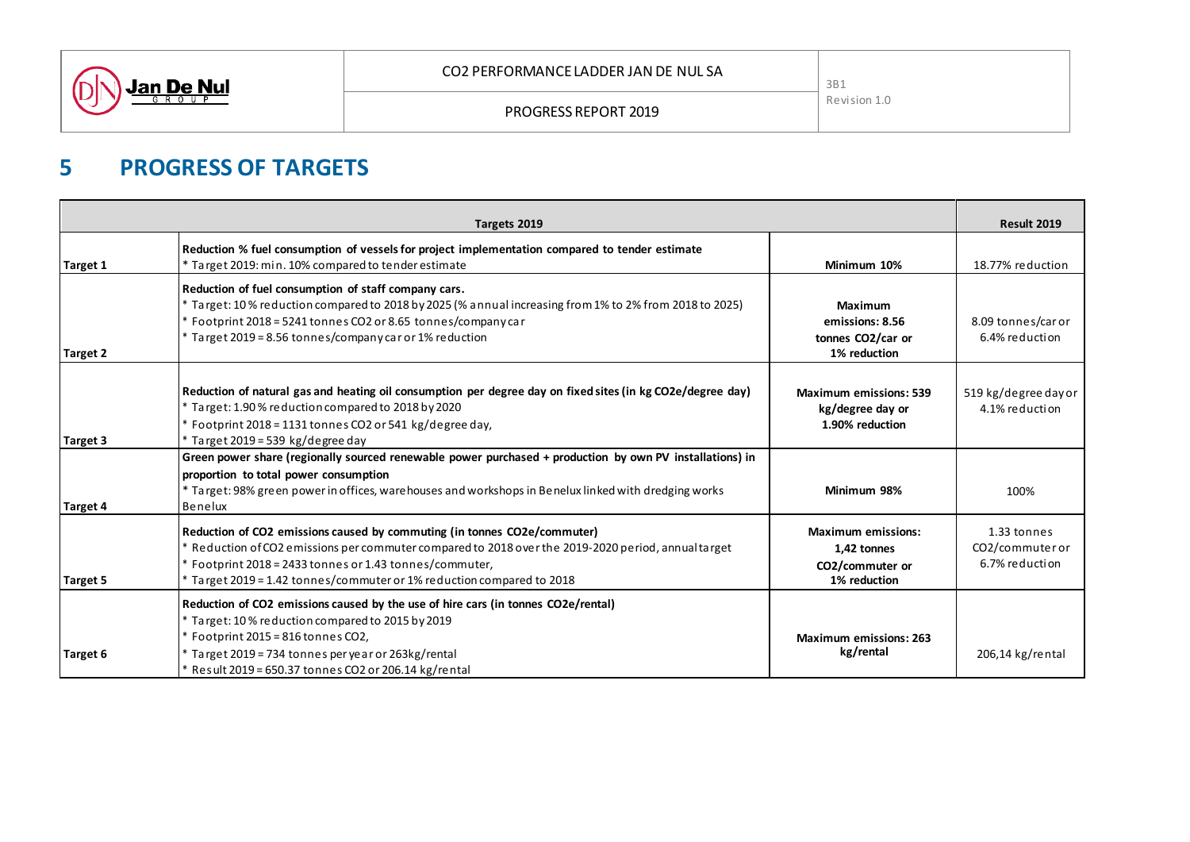## 5 PROGRESS OF TARGETS

| | Targets 2019 | | Result 2019 |
|---|---|---|---|
| Target 1 | **Reduction % fuel consumption of vessels for project implementation compared to tender estimate**<br>* Target 2019: min. 10% compared to tender estimate | **Minimum 10%** | 18.77% reduction |
| Target 2 | **Reduction of fuel consumption of staff company cars.**<br>* Target: 10 % reduction compared to 2018 by 2025 (% annual increasing from 1% to 2% from 2018 to 2025)<br>* Footprint 2018 = 5241 tonnes $CO_2$ or 8.65 tonnes/company car<br>* Target 2019 = 8.56 tonnes/company car or 1% reduction | **Maximum emissions: 8.56 tonnes $CO_2$/car or 1% reduction** | 8.09 tonnes/car or 6.4% reduction |
| Target 3 | **Reduction of natural gas and heating oil consumption per degree day on fixed sites (in kg $CO_2e$/degree day)**<br>* Target: 1.90 % reduction compared to 2018 by 2020<br>* Footprint 2018 = 1131 tonnes $CO_2$ or 541 kg/degree day,<br>* Target 2019 = 539 kg/degree day | **Maximum emissions: 539 kg/degree day or 1.90% reduction** | 519 kg/degree day or 4.1% reduction |
| Target 4 | **Green power share (regionally sourced renewable power purchased + production by own PV installations) in proportion to total power consumption**<br>* Target: 98% green power in offices, warehouses and workshops in Benelux linked with dredging works Benelux | **Minimum 98%** | 100% |
| Target 5 | **Reduction of $CO_2$ emissions caused by commuting (in tonnes $CO_2e$/commuter)**<br>* Reduction of $CO_2$ emissions per commuter compared to 2018 over the 2019-2020 period, annual target<br>* Footprint 2018 = 2433 tonnes or 1.43 tonnes/commuter,<br>* Target 2019 = 1.42 tonnes/commuter or 1% reduction compared to 2018 | **Maximum emissions: 1,42 tonnes $CO_2$/commuter or 1% reduction** | 1.33 tonnes $CO_2$/commuter or 6.7% reduction |
| Target 6 | **Reduction of $CO_2$ emissions caused by the use of hire cars (in tonnes $CO_2e$/rental)**<br>* Target: 10 % reduction compared to 2015 by 2019<br>* Footprint 2015 = 816 tonnes $CO_2$,<br>* Target 2019 = 734 tonnes per year or 263kg/rental<br>* Result 2019 = 650.37 tonnes $CO_2$ or 206.14 kg/rental | **Maximum emissions: 263 kg/rental** | 206,14 kg/rental |